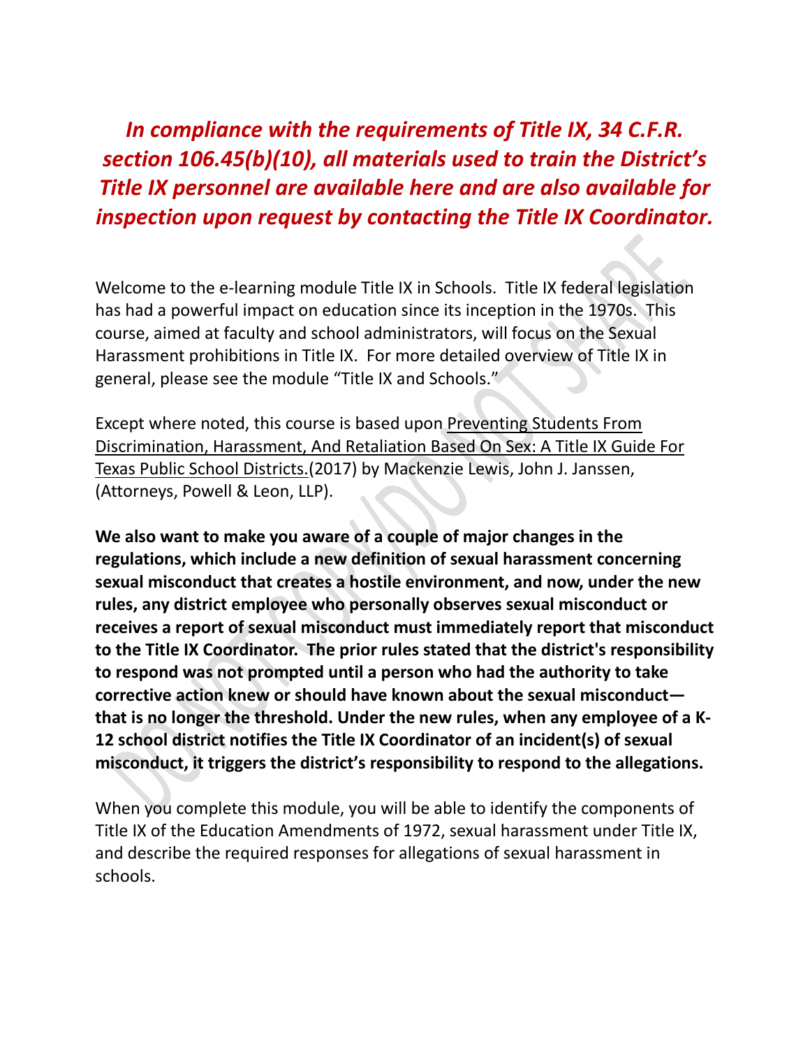***In compliance with the requirements of Title IX, 34 C.F.R. section 106.45(b)(10), all materials used to train the District's Title IX personnel are available here and are also available for inspection upon request by contacting the Title IX Coordinator.***

Welcome to the e-learning module Title IX in Schools. Title IX federal legislation has had a powerful impact on education since its inception in the 1970s. This course, aimed at faculty and school administrators, will focus on the Sexual Harassment prohibitions in Title IX. For more detailed overview of Title IX in general, please see the module "Title IX and Schools."

Except where noted, this course is based upon Preventing Students From Discrimination, Harassment, And Retaliation Based On Sex: A Title IX Guide For Texas Public School Districts.(2017) by Mackenzie Lewis, John J. Janssen, (Attorneys, Powell & Leon, LLP).

**We also want to make you aware of a couple of major changes in the regulations, which include a new definition of sexual harassment concerning sexual misconduct that creates a hostile environment, and now, under the new rules, any district employee who personally observes sexual misconduct or receives a report of sexual misconduct must immediately report that misconduct to the Title IX Coordinator. The prior rules stated that the district's responsibility to respond was not prompted until a person who had the authority to take corrective action knew or should have known about the sexual misconduct—that is no longer the threshold. Under the new rules, when any employee of a K-12 school district notifies the Title IX Coordinator of an incident(s) of sexual misconduct, it triggers the district's responsibility to respond to the allegations.**

When you complete this module, you will be able to identify the components of Title IX of the Education Amendments of 1972, sexual harassment under Title IX, and describe the required responses for allegations of sexual harassment in schools.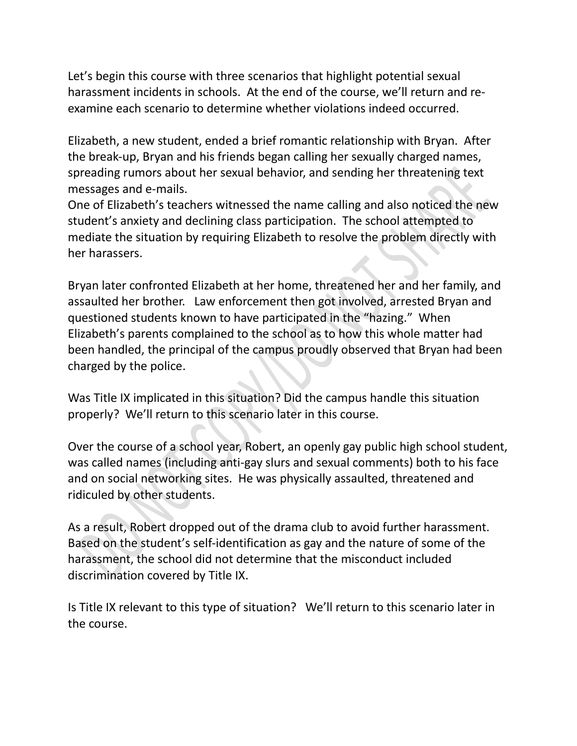Let's begin this course with three scenarios that highlight potential sexual harassment incidents in schools. At the end of the course, we'll return and re-examine each scenario to determine whether violations indeed occurred.

Elizabeth, a new student, ended a brief romantic relationship with Bryan. After the break-up, Bryan and his friends began calling her sexually charged names, spreading rumors about her sexual behavior, and sending her threatening text messages and e-mails.
One of Elizabeth's teachers witnessed the name calling and also noticed the new student's anxiety and declining class participation. The school attempted to mediate the situation by requiring Elizabeth to resolve the problem directly with her harassers.

Bryan later confronted Elizabeth at her home, threatened her and her family, and assaulted her brother. Law enforcement then got involved, arrested Bryan and questioned students known to have participated in the "hazing." When Elizabeth's parents complained to the school as to how this whole matter had been handled, the principal of the campus proudly observed that Bryan had been charged by the police.

Was Title IX implicated in this situation? Did the campus handle this situation properly? We'll return to this scenario later in this course.

Over the course of a school year, Robert, an openly gay public high school student, was called names (including anti-gay slurs and sexual comments) both to his face and on social networking sites. He was physically assaulted, threatened and ridiculed by other students.

As a result, Robert dropped out of the drama club to avoid further harassment. Based on the student's self-identification as gay and the nature of some of the harassment, the school did not determine that the misconduct included discrimination covered by Title IX.

Is Title IX relevant to this type of situation? We'll return to this scenario later in the course.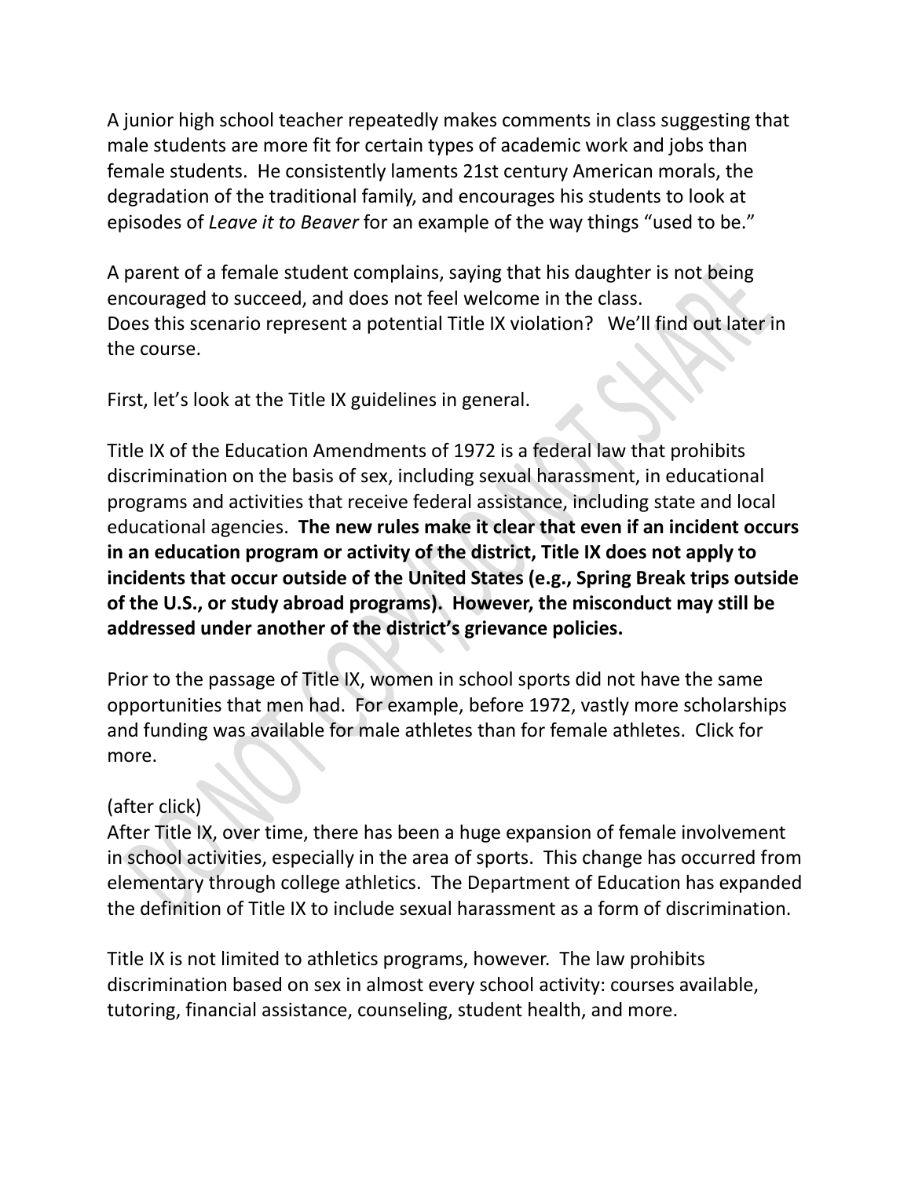A junior high school teacher repeatedly makes comments in class suggesting that male students are more fit for certain types of academic work and jobs than female students. He consistently laments 21st century American morals, the degradation of the traditional family, and encourages his students to look at episodes of *Leave it to Beaver* for an example of the way things "used to be."

A parent of a female student complains, saying that his daughter is not being encouraged to succeed, and does not feel welcome in the class.
Does this scenario represent a potential Title IX violation? We'll find out later in the course.

First, let's look at the Title IX guidelines in general.

Title IX of the Education Amendments of 1972 is a federal law that prohibits discrimination on the basis of sex, including sexual harassment, in educational programs and activities that receive federal assistance, including state and local educational agencies. **The new rules make it clear that even if an incident occurs in an education program or activity of the district, Title IX does not apply to incidents that occur outside of the United States (e.g., Spring Break trips outside of the U.S., or study abroad programs). However, the misconduct may still be addressed under another of the district's grievance policies.**

Prior to the passage of Title IX, women in school sports did not have the same opportunities that men had. For example, before 1972, vastly more scholarships and funding was available for male athletes than for female athletes. Click for more.

(after click)
After Title IX, over time, there has been a huge expansion of female involvement in school activities, especially in the area of sports. This change has occurred from elementary through college athletics. The Department of Education has expanded the definition of Title IX to include sexual harassment as a form of discrimination.

Title IX is not limited to athletics programs, however. The law prohibits discrimination based on sex in almost every school activity: courses available, tutoring, financial assistance, counseling, student health, and more.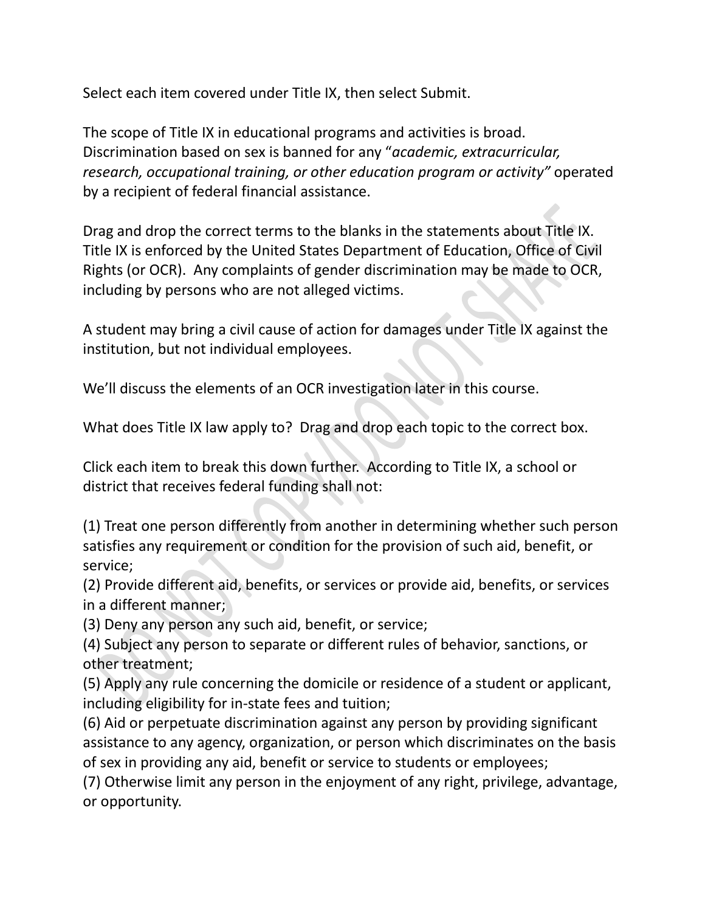Select each item covered under Title IX, then select Submit.

The scope of Title IX in educational programs and activities is broad. Discrimination based on sex is banned for any "*academic, extracurricular, research, occupational training, or other education program or activity*" operated by a recipient of federal financial assistance.

Drag and drop the correct terms to the blanks in the statements about Title IX. Title IX is enforced by the United States Department of Education, Office of Civil Rights (or OCR). Any complaints of gender discrimination may be made to OCR, including by persons who are not alleged victims.

A student may bring a civil cause of action for damages under Title IX against the institution, but not individual employees.

We'll discuss the elements of an OCR investigation later in this course.

What does Title IX law apply to? Drag and drop each topic to the correct box.

Click each item to break this down further. According to Title IX, a school or district that receives federal funding shall not:

(1) Treat one person differently from another in determining whether such person satisfies any requirement or condition for the provision of such aid, benefit, or service;
(2) Provide different aid, benefits, or services or provide aid, benefits, or services in a different manner;
(3) Deny any person any such aid, benefit, or service;
(4) Subject any person to separate or different rules of behavior, sanctions, or other treatment;
(5) Apply any rule concerning the domicile or residence of a student or applicant, including eligibility for in-state fees and tuition;
(6) Aid or perpetuate discrimination against any person by providing significant assistance to any agency, organization, or person which discriminates on the basis of sex in providing any aid, benefit or service to students or employees;
(7) Otherwise limit any person in the enjoyment of any right, privilege, advantage, or opportunity.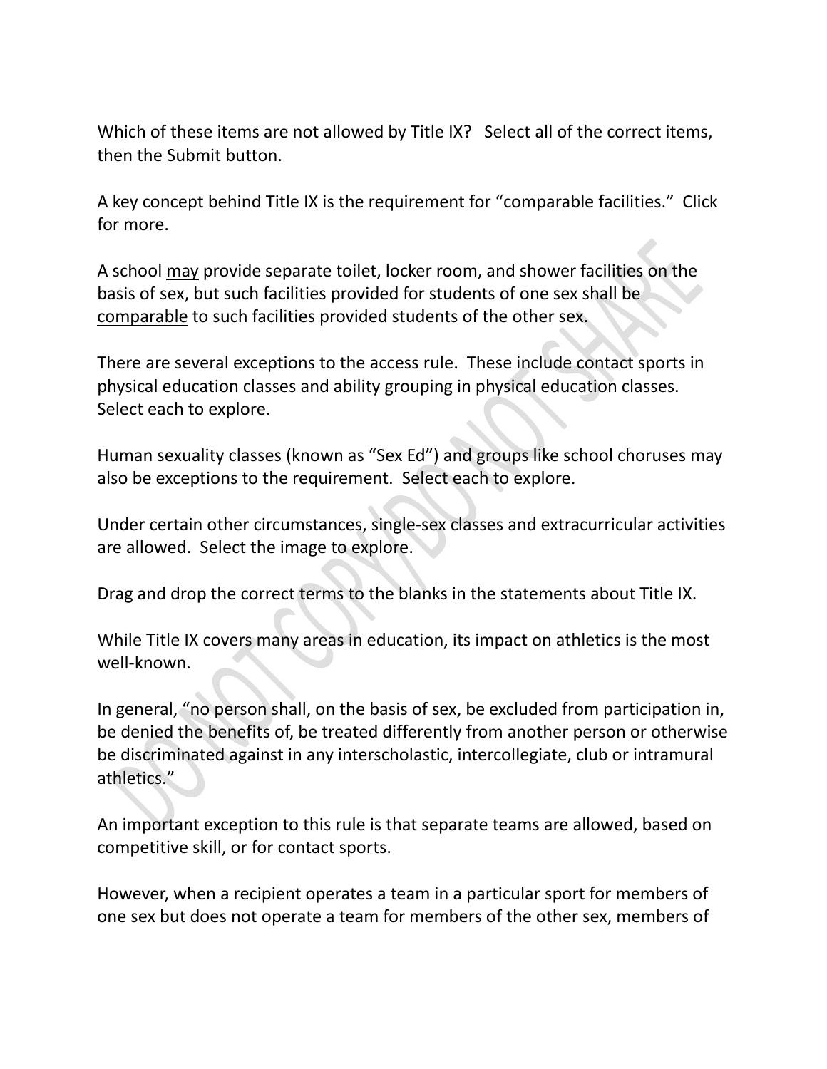Which of these items are not allowed by Title IX? Select all of the correct items, then the Submit button.

A key concept behind Title IX is the requirement for "comparable facilities." Click for more.

A school <u>may</u> provide separate toilet, locker room, and shower facilities on the basis of sex, but such facilities provided for students of one sex shall be <u>comparable</u> to such facilities provided students of the other sex.

There are several exceptions to the access rule. These include contact sports in physical education classes and ability grouping in physical education classes. Select each to explore.

Human sexuality classes (known as "Sex Ed") and groups like school choruses may also be exceptions to the requirement. Select each to explore.

Under certain other circumstances, single-sex classes and extracurricular activities are allowed. Select the image to explore.

Drag and drop the correct terms to the blanks in the statements about Title IX.

While Title IX covers many areas in education, its impact on athletics is the most well-known.

In general, "no person shall, on the basis of sex, be excluded from participation in, be denied the benefits of, be treated differently from another person or otherwise be discriminated against in any interscholastic, intercollegiate, club or intramural athletics."

An important exception to this rule is that separate teams are allowed, based on competitive skill, or for contact sports.

However, when a recipient operates a team in a particular sport for members of one sex but does not operate a team for members of the other sex, members of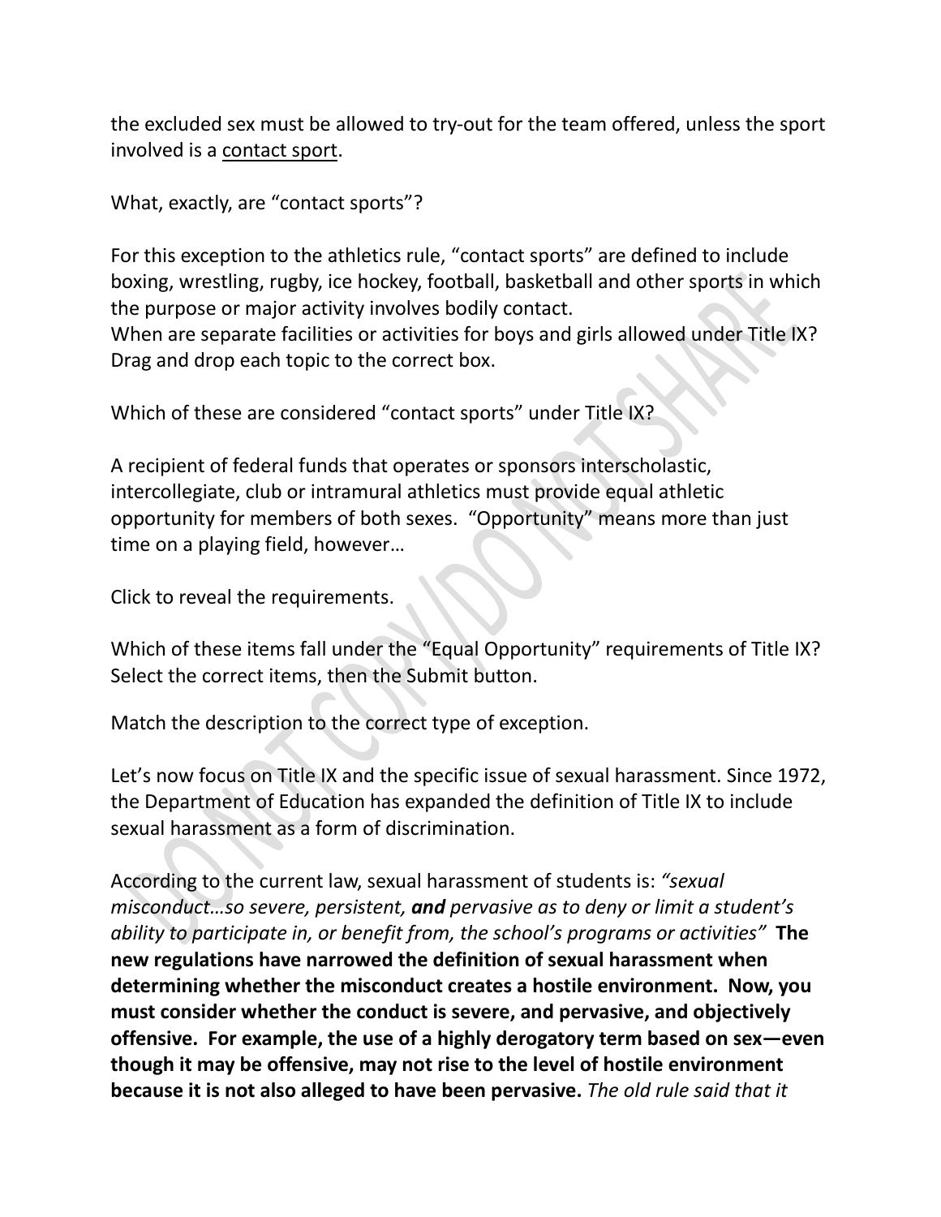the excluded sex must be allowed to try-out for the team offered, unless the sport involved is a contact sport.

What, exactly, are "contact sports"?

For this exception to the athletics rule, "contact sports" are defined to include boxing, wrestling, rugby, ice hockey, football, basketball and other sports in which the purpose or major activity involves bodily contact.
When are separate facilities or activities for boys and girls allowed under Title IX? Drag and drop each topic to the correct box.

Which of these are considered "contact sports" under Title IX?

A recipient of federal funds that operates or sponsors interscholastic, intercollegiate, club or intramural athletics must provide equal athletic opportunity for members of both sexes. "Opportunity" means more than just time on a playing field, however…

Click to reveal the requirements.

Which of these items fall under the "Equal Opportunity" requirements of Title IX? Select the correct items, then the Submit button.

Match the description to the correct type of exception.

Let's now focus on Title IX and the specific issue of sexual harassment. Since 1972, the Department of Education has expanded the definition of Title IX to include sexual harassment as a form of discrimination.

According to the current law, sexual harassment of students is: *"sexual misconduct…so severe, persistent,* ***and*** *pervasive as to deny or limit a student's ability to participate in, or benefit from, the school's programs or activities"* **The new regulations have narrowed the definition of sexual harassment when determining whether the misconduct creates a hostile environment. Now, you must consider whether the conduct is severe, and pervasive, and objectively offensive. For example, the use of a highly derogatory term based on sex—even though it may be offensive, may not rise to the level of hostile environment because it is not also alleged to have been pervasive.** *The old rule said that it*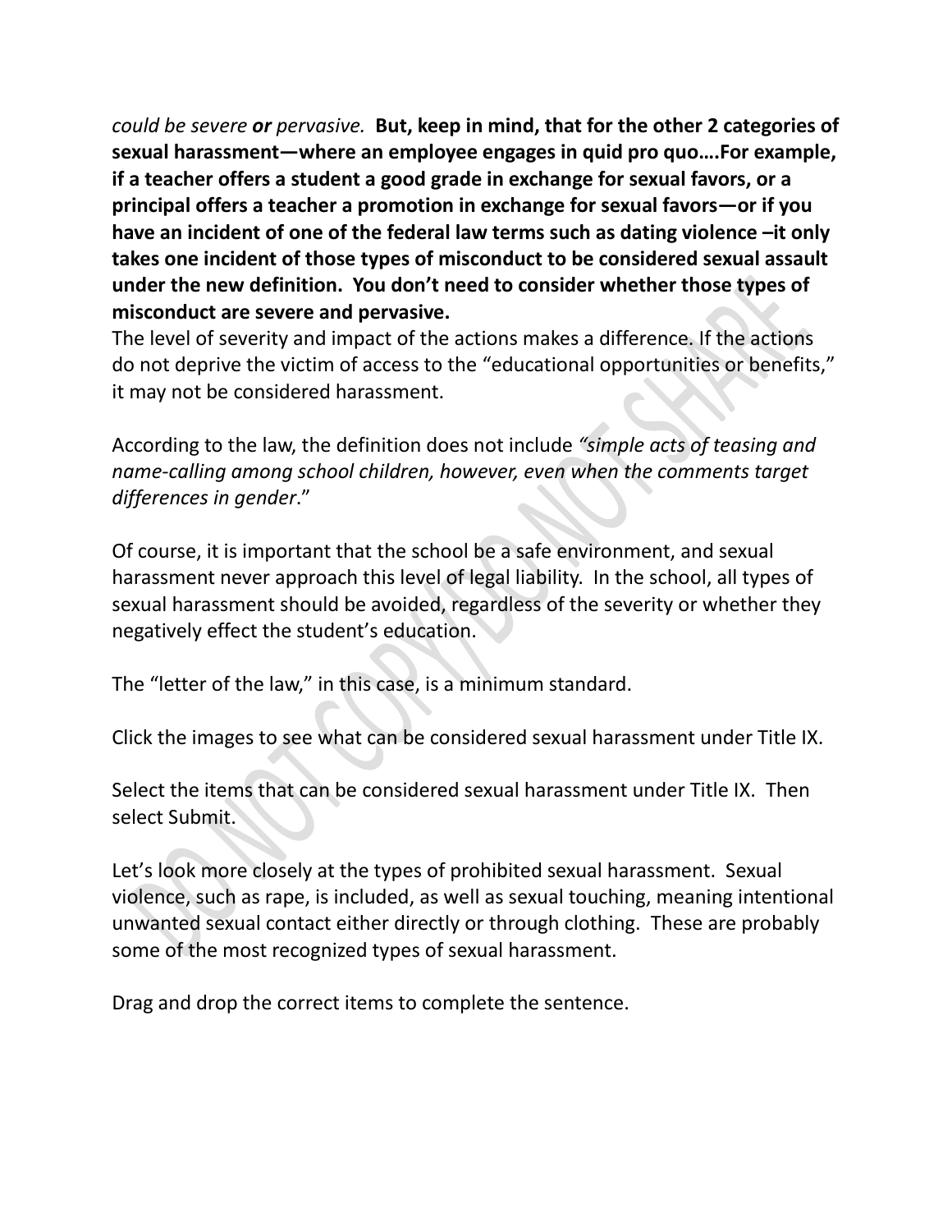*could be severe* ***or*** *pervasive.* **But, keep in mind, that for the other 2 categories of sexual harassment—where an employee engages in quid pro quo….For example, if a teacher offers a student a good grade in exchange for sexual favors, or a principal offers a teacher a promotion in exchange for sexual favors—or if you have an incident of one of the federal law terms such as dating violence –it only takes one incident of those types of misconduct to be considered sexual assault under the new definition. You don't need to consider whether those types of misconduct are severe and pervasive.**

The level of severity and impact of the actions makes a difference. If the actions do not deprive the victim of access to the "educational opportunities or benefits," it may not be considered harassment.

According to the law, the definition does not include *"simple acts of teasing and name-calling among school children, however, even when the comments target differences in gender*."

Of course, it is important that the school be a safe environment, and sexual harassment never approach this level of legal liability. In the school, all types of sexual harassment should be avoided, regardless of the severity or whether they negatively effect the student's education.

The "letter of the law," in this case, is a minimum standard.

Click the images to see what can be considered sexual harassment under Title IX.

Select the items that can be considered sexual harassment under Title IX. Then select Submit.

Let's look more closely at the types of prohibited sexual harassment. Sexual violence, such as rape, is included, as well as sexual touching, meaning intentional unwanted sexual contact either directly or through clothing. These are probably some of the most recognized types of sexual harassment.

Drag and drop the correct items to complete the sentence.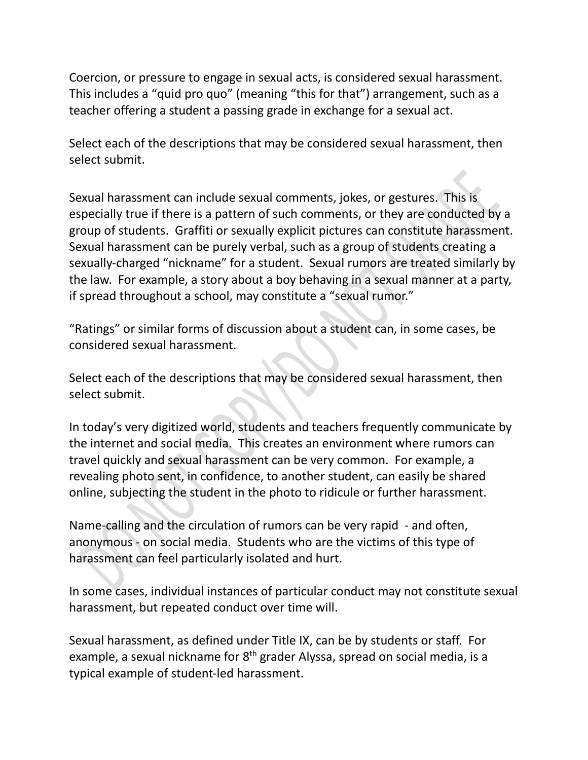Coercion, or pressure to engage in sexual acts, is considered sexual harassment. This includes a "quid pro quo" (meaning "this for that") arrangement, such as a teacher offering a student a passing grade in exchange for a sexual act.

Select each of the descriptions that may be considered sexual harassment, then select submit.

Sexual harassment can include sexual comments, jokes, or gestures. This is especially true if there is a pattern of such comments, or they are conducted by a group of students. Graffiti or sexually explicit pictures can constitute harassment. Sexual harassment can be purely verbal, such as a group of students creating a sexually-charged "nickname" for a student. Sexual rumors are treated similarly by the law. For example, a story about a boy behaving in a sexual manner at a party, if spread throughout a school, may constitute a "sexual rumor."

"Ratings" or similar forms of discussion about a student can, in some cases, be considered sexual harassment.

Select each of the descriptions that may be considered sexual harassment, then select submit.

In today's very digitized world, students and teachers frequently communicate by the internet and social media. This creates an environment where rumors can travel quickly and sexual harassment can be very common. For example, a revealing photo sent, in confidence, to another student, can easily be shared online, subjecting the student in the photo to ridicule or further harassment.

Name-calling and the circulation of rumors can be very rapid - and often, anonymous - on social media. Students who are the victims of this type of harassment can feel particularly isolated and hurt.

In some cases, individual instances of particular conduct may not constitute sexual harassment, but repeated conduct over time will.

Sexual harassment, as defined under Title IX, can be by students or staff. For example, a sexual nickname for 8th grader Alyssa, spread on social media, is a typical example of student-led harassment.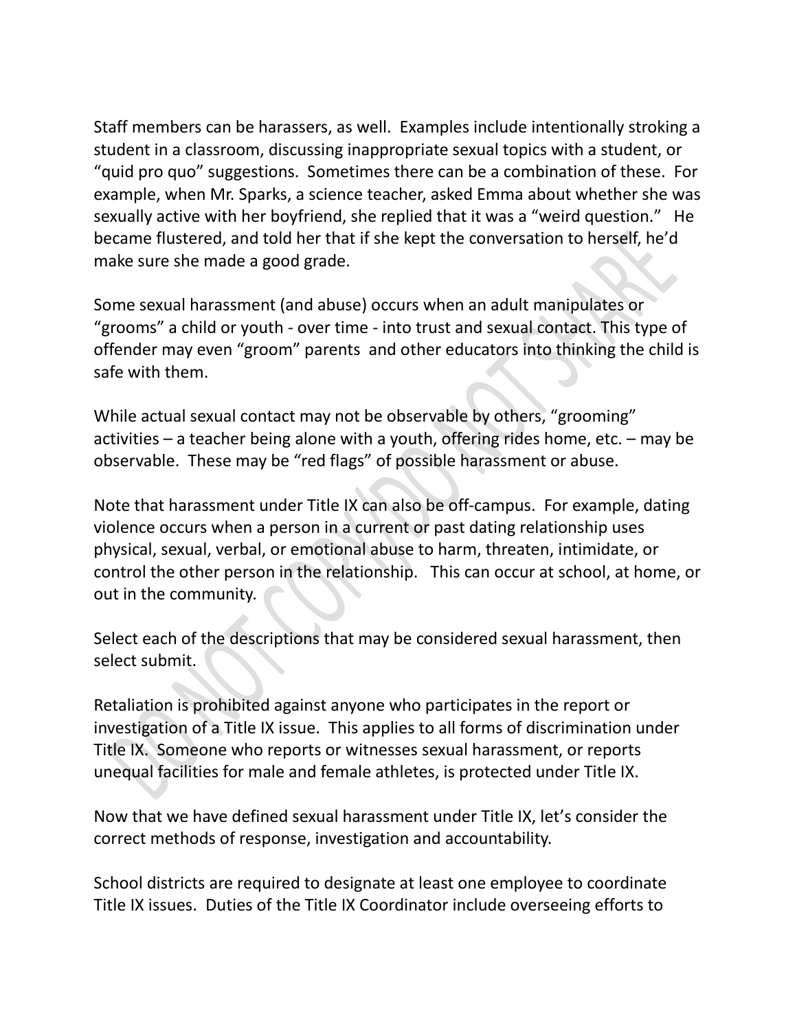Staff members can be harassers, as well. Examples include intentionally stroking a student in a classroom, discussing inappropriate sexual topics with a student, or "quid pro quo" suggestions. Sometimes there can be a combination of these. For example, when Mr. Sparks, a science teacher, asked Emma about whether she was sexually active with her boyfriend, she replied that it was a "weird question." He became flustered, and told her that if she kept the conversation to herself, he'd make sure she made a good grade.

Some sexual harassment (and abuse) occurs when an adult manipulates or "grooms" a child or youth - over time - into trust and sexual contact. This type of offender may even "groom" parents and other educators into thinking the child is safe with them.

While actual sexual contact may not be observable by others, "grooming" activities – a teacher being alone with a youth, offering rides home, etc. – may be observable. These may be "red flags" of possible harassment or abuse.

Note that harassment under Title IX can also be off-campus. For example, dating violence occurs when a person in a current or past dating relationship uses physical, sexual, verbal, or emotional abuse to harm, threaten, intimidate, or control the other person in the relationship. This can occur at school, at home, or out in the community.

Select each of the descriptions that may be considered sexual harassment, then select submit.

Retaliation is prohibited against anyone who participates in the report or investigation of a Title IX issue. This applies to all forms of discrimination under Title IX. Someone who reports or witnesses sexual harassment, or reports unequal facilities for male and female athletes, is protected under Title IX.

Now that we have defined sexual harassment under Title IX, let's consider the correct methods of response, investigation and accountability.

School districts are required to designate at least one employee to coordinate Title IX issues. Duties of the Title IX Coordinator include overseeing efforts to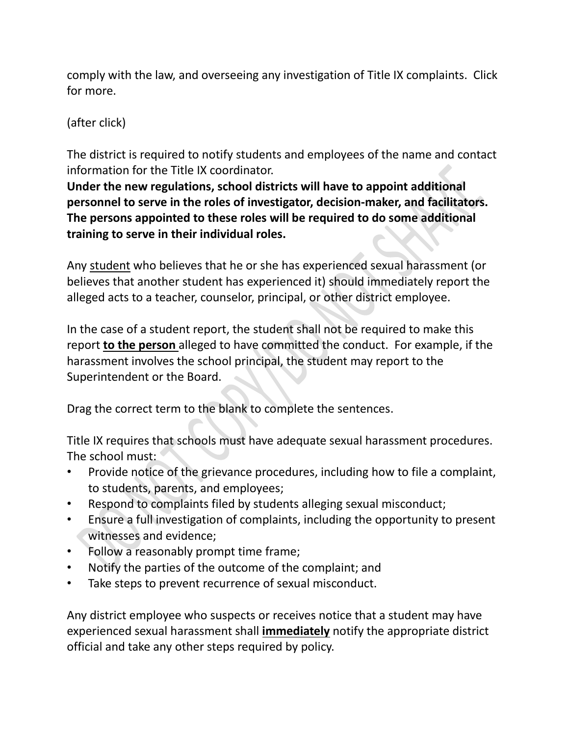comply with the law, and overseeing any investigation of Title IX complaints. Click for more.

(after click)

The district is required to notify students and employees of the name and contact information for the Title IX coordinator.
**Under the new regulations, school districts will have to appoint additional personnel to serve in the roles of investigator, decision-maker, and facilitators. The persons appointed to these roles will be required to do some additional training to serve in their individual roles.**

Any <u>student</u> who believes that he or she has experienced sexual harassment (or believes that another student has experienced it) should immediately report the alleged acts to a teacher, counselor, principal, or other district employee.

In the case of a student report, the student shall not be required to make this report <u>**to the person**</u> alleged to have committed the conduct. For example, if the harassment involves the school principal, the student may report to the Superintendent or the Board.

Drag the correct term to the blank to complete the sentences.

Title IX requires that schools must have adequate sexual harassment procedures. The school must:

- Provide notice of the grievance procedures, including how to file a complaint, to students, parents, and employees;
- Respond to complaints filed by students alleging sexual misconduct;
- Ensure a full investigation of complaints, including the opportunity to present witnesses and evidence;
- Follow a reasonably prompt time frame;
- Notify the parties of the outcome of the complaint; and
- Take steps to prevent recurrence of sexual misconduct.

Any district employee who suspects or receives notice that a student may have experienced sexual harassment shall <u>**immediately**</u> notify the appropriate district official and take any other steps required by policy.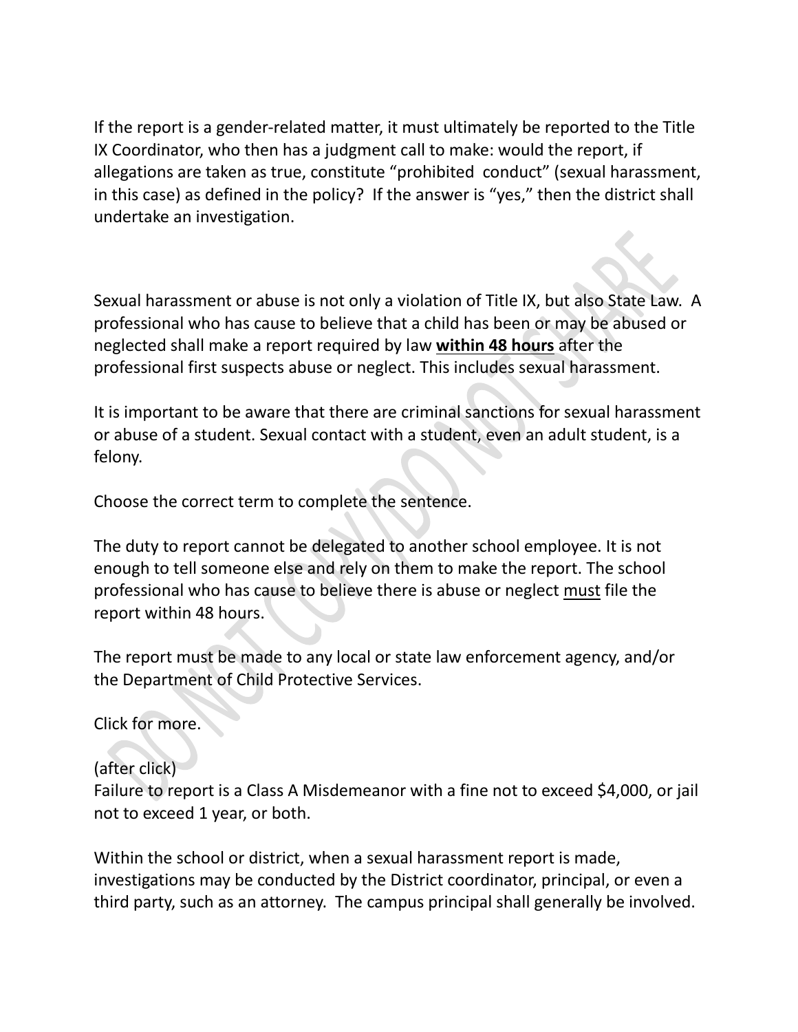If the report is a gender-related matter, it must ultimately be reported to the Title IX Coordinator, who then has a judgment call to make: would the report, if allegations are taken as true, constitute "prohibited conduct" (sexual harassment, in this case) as defined in the policy? If the answer is "yes," then the district shall undertake an investigation.

Sexual harassment or abuse is not only a violation of Title IX, but also State Law. A professional who has cause to believe that a child has been or may be abused or neglected shall make a report required by law **within 48 hours** after the professional first suspects abuse or neglect. This includes sexual harassment.

It is important to be aware that there are criminal sanctions for sexual harassment or abuse of a student. Sexual contact with a student, even an adult student, is a felony.

Choose the correct term to complete the sentence.

The duty to report cannot be delegated to another school employee. It is not enough to tell someone else and rely on them to make the report. The school professional who has cause to believe there is abuse or neglect must file the report within 48 hours.

The report must be made to any local or state law enforcement agency, and/or the Department of Child Protective Services.

Click for more.

(after click)
Failure to report is a Class A Misdemeanor with a fine not to exceed $4,000, or jail not to exceed 1 year, or both.

Within the school or district, when a sexual harassment report is made, investigations may be conducted by the District coordinator, principal, or even a third party, such as an attorney. The campus principal shall generally be involved.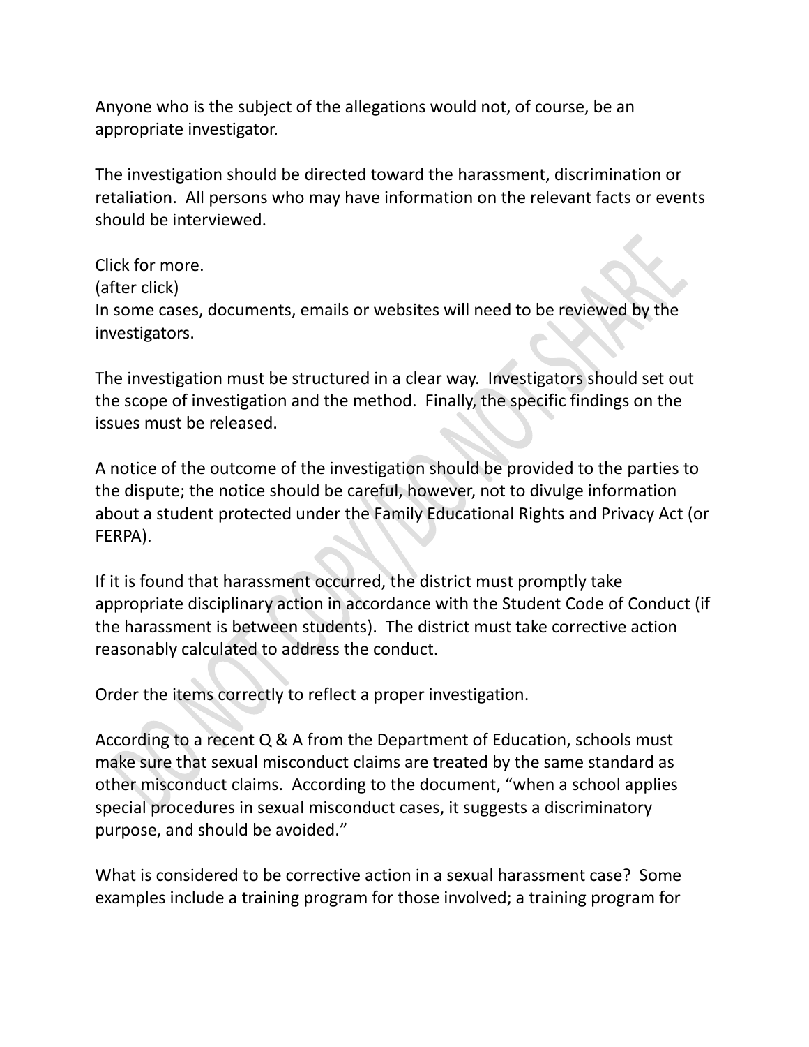Anyone who is the subject of the allegations would not, of course, be an appropriate investigator.

The investigation should be directed toward the harassment, discrimination or retaliation. All persons who may have information on the relevant facts or events should be interviewed.

Click for more.
(after click)
In some cases, documents, emails or websites will need to be reviewed by the investigators.

The investigation must be structured in a clear way. Investigators should set out the scope of investigation and the method. Finally, the specific findings on the issues must be released.

A notice of the outcome of the investigation should be provided to the parties to the dispute; the notice should be careful, however, not to divulge information about a student protected under the Family Educational Rights and Privacy Act (or FERPA).

If it is found that harassment occurred, the district must promptly take appropriate disciplinary action in accordance with the Student Code of Conduct (if the harassment is between students). The district must take corrective action reasonably calculated to address the conduct.

Order the items correctly to reflect a proper investigation.

According to a recent Q & A from the Department of Education, schools must make sure that sexual misconduct claims are treated by the same standard as other misconduct claims. According to the document, "when a school applies special procedures in sexual misconduct cases, it suggests a discriminatory purpose, and should be avoided."

What is considered to be corrective action in a sexual harassment case? Some examples include a training program for those involved; a training program for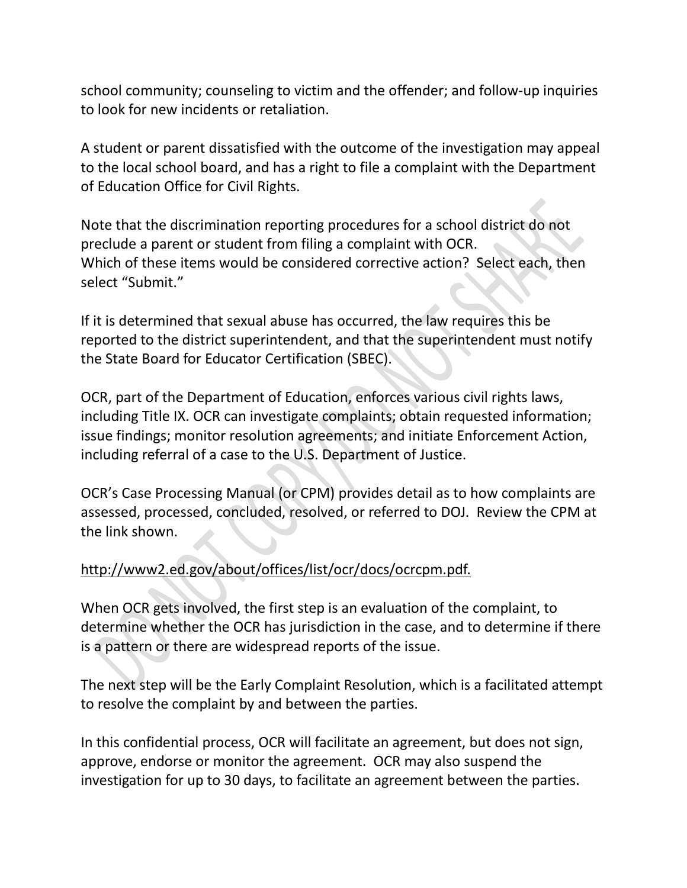school community; counseling to victim and the offender; and follow-up inquiries to look for new incidents or retaliation.

A student or parent dissatisfied with the outcome of the investigation may appeal to the local school board, and has a right to file a complaint with the Department of Education Office for Civil Rights.

Note that the discrimination reporting procedures for a school district do not preclude a parent or student from filing a complaint with OCR.
Which of these items would be considered corrective action? Select each, then select "Submit."

If it is determined that sexual abuse has occurred, the law requires this be reported to the district superintendent, and that the superintendent must notify the State Board for Educator Certification (SBEC).

OCR, part of the Department of Education, enforces various civil rights laws, including Title IX. OCR can investigate complaints; obtain requested information; issue findings; monitor resolution agreements; and initiate Enforcement Action, including referral of a case to the U.S. Department of Justice.

OCR's Case Processing Manual (or CPM) provides detail as to how complaints are assessed, processed, concluded, resolved, or referred to DOJ. Review the CPM at the link shown.

http://www2.ed.gov/about/offices/list/ocr/docs/ocrcpm.pdf.

When OCR gets involved, the first step is an evaluation of the complaint, to determine whether the OCR has jurisdiction in the case, and to determine if there is a pattern or there are widespread reports of the issue.

The next step will be the Early Complaint Resolution, which is a facilitated attempt to resolve the complaint by and between the parties.

In this confidential process, OCR will facilitate an agreement, but does not sign, approve, endorse or monitor the agreement. OCR may also suspend the investigation for up to 30 days, to facilitate an agreement between the parties.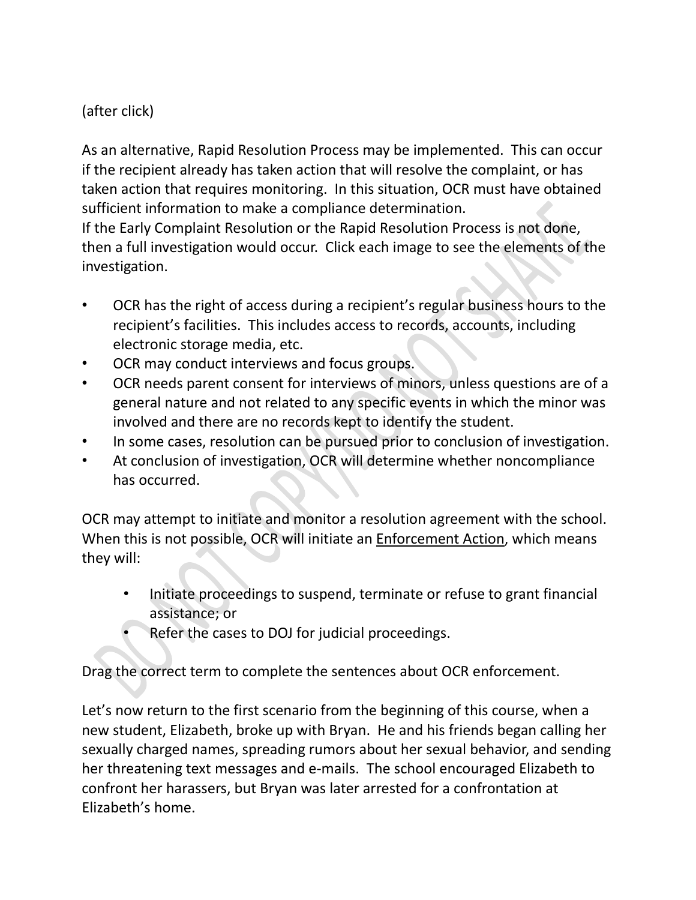(after click)

As an alternative, Rapid Resolution Process may be implemented. This can occur if the recipient already has taken action that will resolve the complaint, or has taken action that requires monitoring. In this situation, OCR must have obtained sufficient information to make a compliance determination.
If the Early Complaint Resolution or the Rapid Resolution Process is not done, then a full investigation would occur. Click each image to see the elements of the investigation.

- OCR has the right of access during a recipient's regular business hours to the recipient's facilities. This includes access to records, accounts, including electronic storage media, etc.
- OCR may conduct interviews and focus groups.
- OCR needs parent consent for interviews of minors, unless questions are of a general nature and not related to any specific events in which the minor was involved and there are no records kept to identify the student.
- In some cases, resolution can be pursued prior to conclusion of investigation.
- At conclusion of investigation, OCR will determine whether noncompliance has occurred.

OCR may attempt to initiate and monitor a resolution agreement with the school. When this is not possible, OCR will initiate an <u>Enforcement Action</u>, which means they will:

- Initiate proceedings to suspend, terminate or refuse to grant financial assistance; or
- Refer the cases to DOJ for judicial proceedings.

Drag the correct term to complete the sentences about OCR enforcement.

Let's now return to the first scenario from the beginning of this course, when a new student, Elizabeth, broke up with Bryan. He and his friends began calling her sexually charged names, spreading rumors about her sexual behavior, and sending her threatening text messages and e-mails. The school encouraged Elizabeth to confront her harassers, but Bryan was later arrested for a confrontation at Elizabeth's home.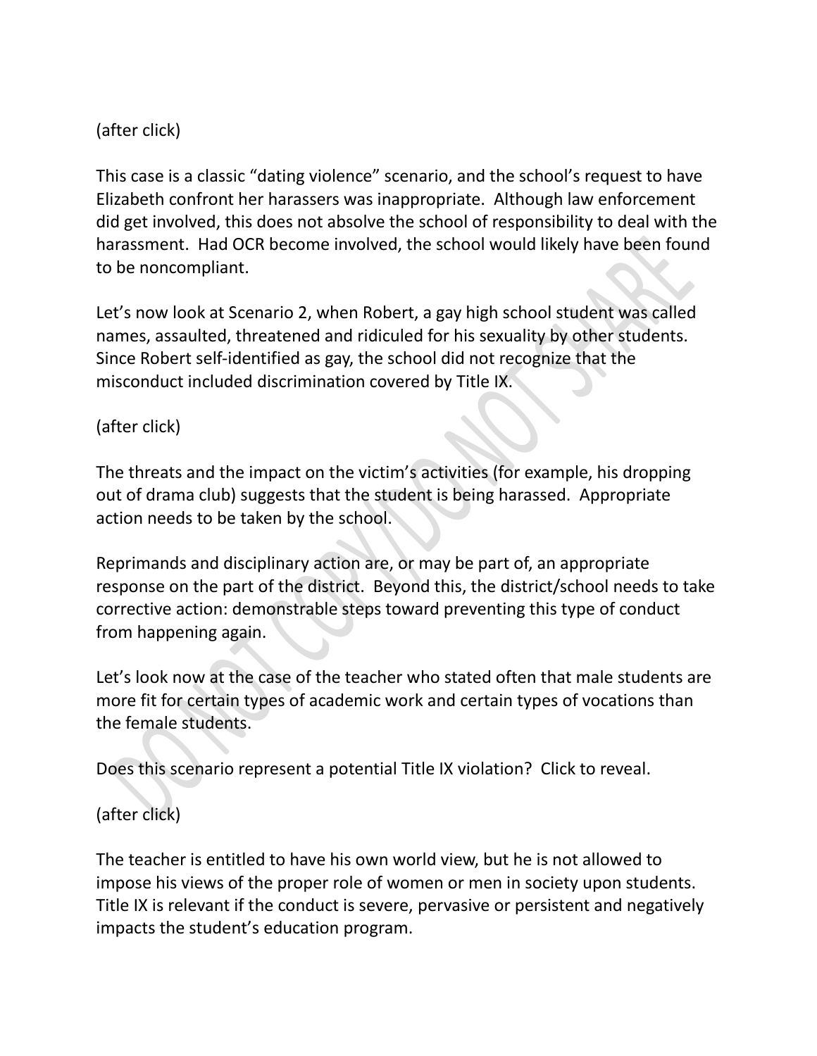(after click)

This case is a classic “dating violence” scenario, and the school’s request to have Elizabeth confront her harassers was inappropriate. Although law enforcement did get involved, this does not absolve the school of responsibility to deal with the harassment. Had OCR become involved, the school would likely have been found to be noncompliant.

Let’s now look at Scenario 2, when Robert, a gay high school student was called names, assaulted, threatened and ridiculed for his sexuality by other students. Since Robert self-identified as gay, the school did not recognize that the misconduct included discrimination covered by Title IX.

(after click)

The threats and the impact on the victim’s activities (for example, his dropping out of drama club) suggests that the student is being harassed. Appropriate action needs to be taken by the school.

Reprimands and disciplinary action are, or may be part of, an appropriate response on the part of the district. Beyond this, the district/school needs to take corrective action: demonstrable steps toward preventing this type of conduct from happening again.

Let’s look now at the case of the teacher who stated often that male students are more fit for certain types of academic work and certain types of vocations than the female students.

Does this scenario represent a potential Title IX violation? Click to reveal.

(after click)

The teacher is entitled to have his own world view, but he is not allowed to impose his views of the proper role of women or men in society upon students. Title IX is relevant if the conduct is severe, pervasive or persistent and negatively impacts the student’s education program.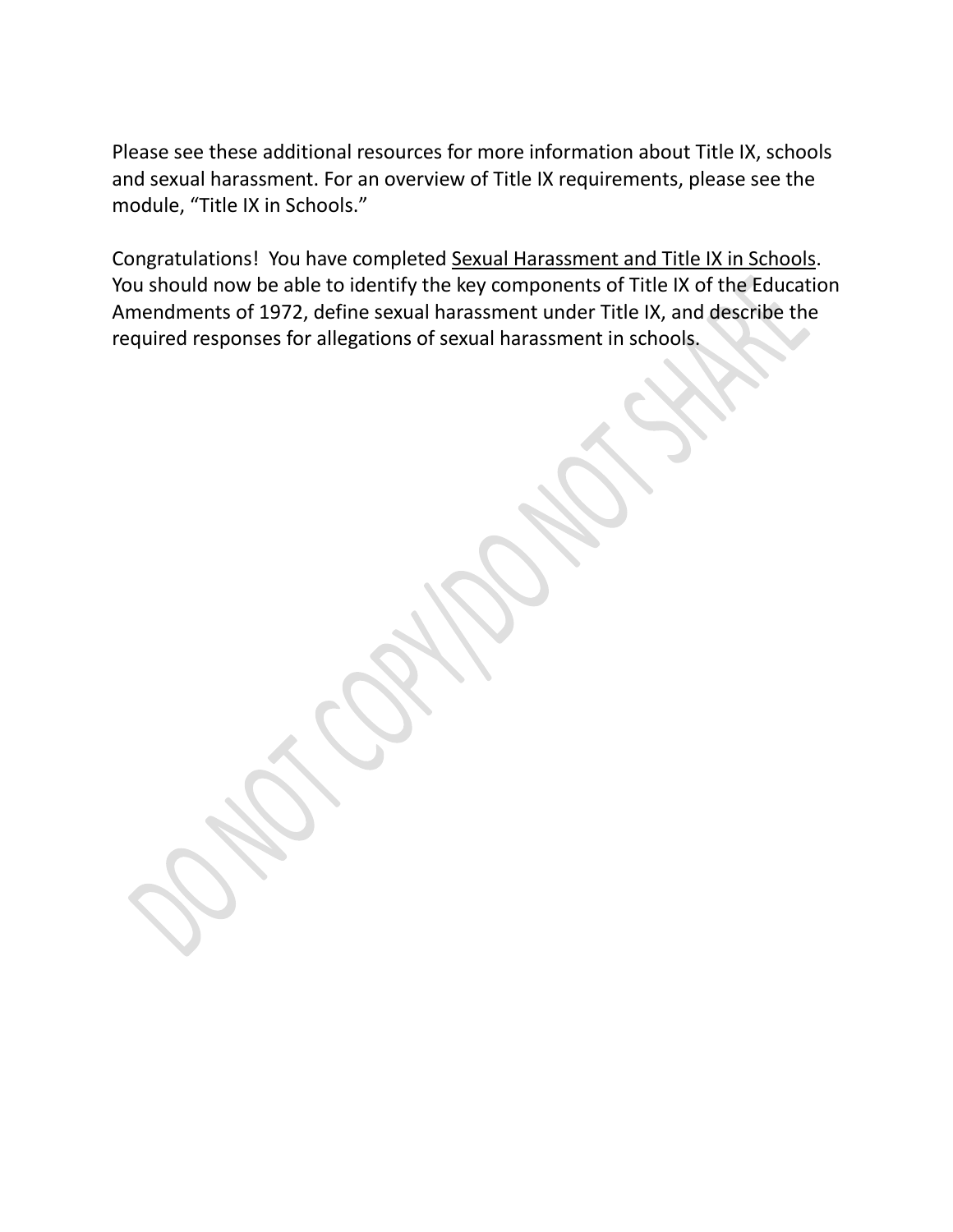Please see these additional resources for more information about Title IX, schools and sexual harassment. For an overview of Title IX requirements, please see the module, "Title IX in Schools."

Congratulations! You have completed Sexual Harassment and Title IX in Schools. You should now be able to identify the key components of Title IX of the Education Amendments of 1972, define sexual harassment under Title IX, and describe the required responses for allegations of sexual harassment in schools.